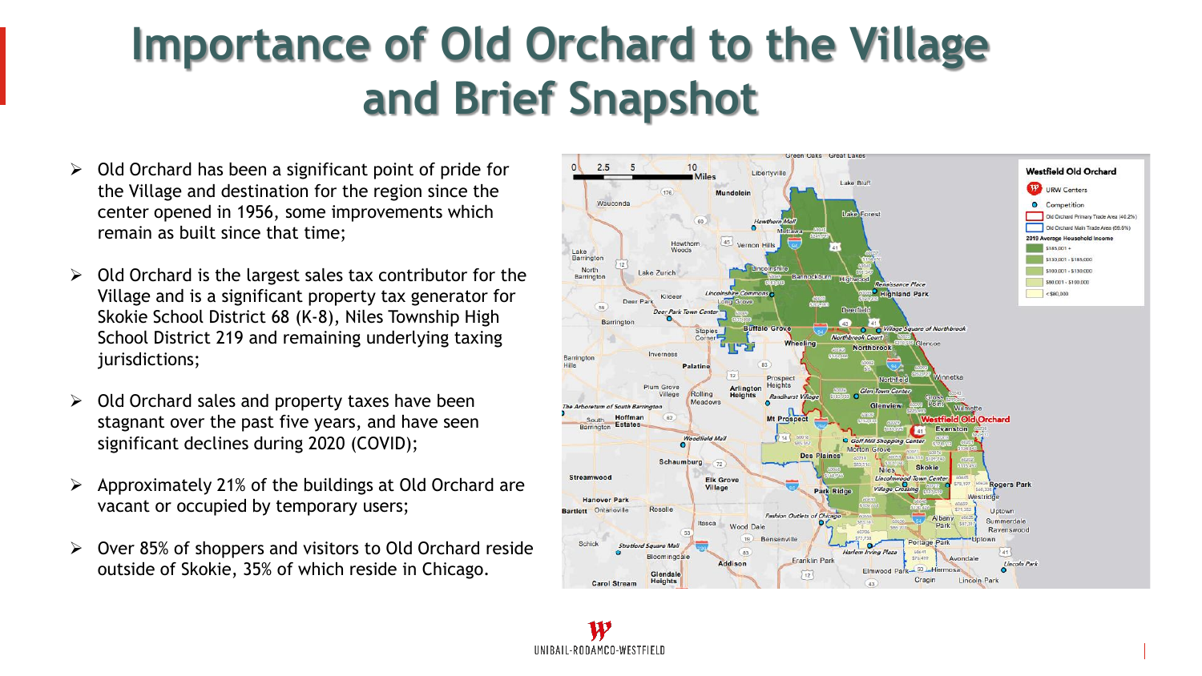# Importance of Old Orchard to the Village and Brief Snapshot

- Old Orchard has been a significant point of pride for the Village and destination for the region since the center opened in 1956, some improvements which remain as built since that time;
- Old Orchard is the largest sales tax contributor for the Village and is a significant property tax generator for Skokie School District 68 (K-8), Niles Township High School District 219 and remaining underlying taxing jurisdictions;
- Old Orchard sales and property taxes have been stagnant over the past five years, and have seen significant declines during 2020 (COVID);
- Approximately 21% of the buildings at Old Orchard are vacant or occupied by temporary users;
- Over 85% of shoppers and visitors to Old Orchard reside outside of Skokie, 35% of which reside in Chicago.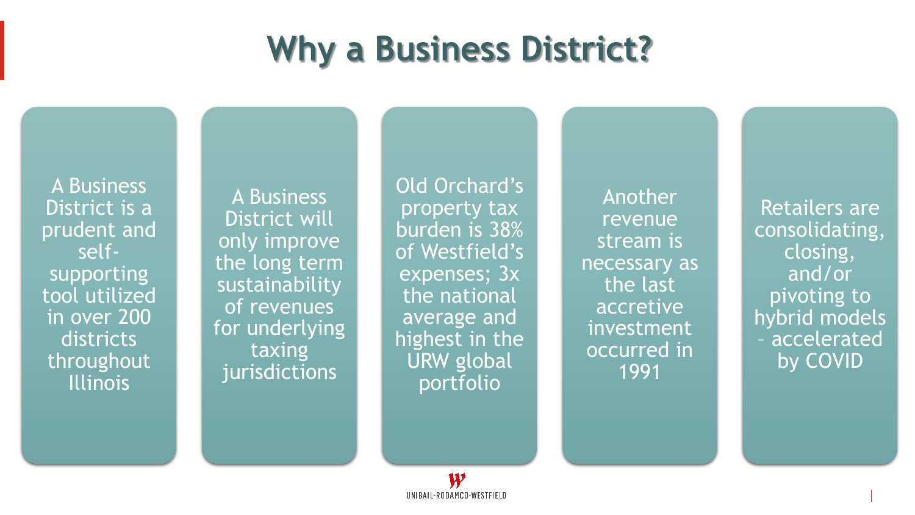# Why a Business District?

- A Business District is a prudent and self-supporting tool utilized in over 200 districts throughout Illinois
- A Business District will only improve the long term sustainability of revenues for underlying taxing jurisdictions
- Old Orchard's property tax burden is 38% of Westfield's expenses; 3x the national average and highest in the URW global portfolio
- Another revenue stream is necessary as the last accretive investment occurred in 1991
- Retailers are consolidating, closing, and/or pivoting to hybrid models – accelerated by COVID

UNIBAIL-RODAMCO-WESTFIELD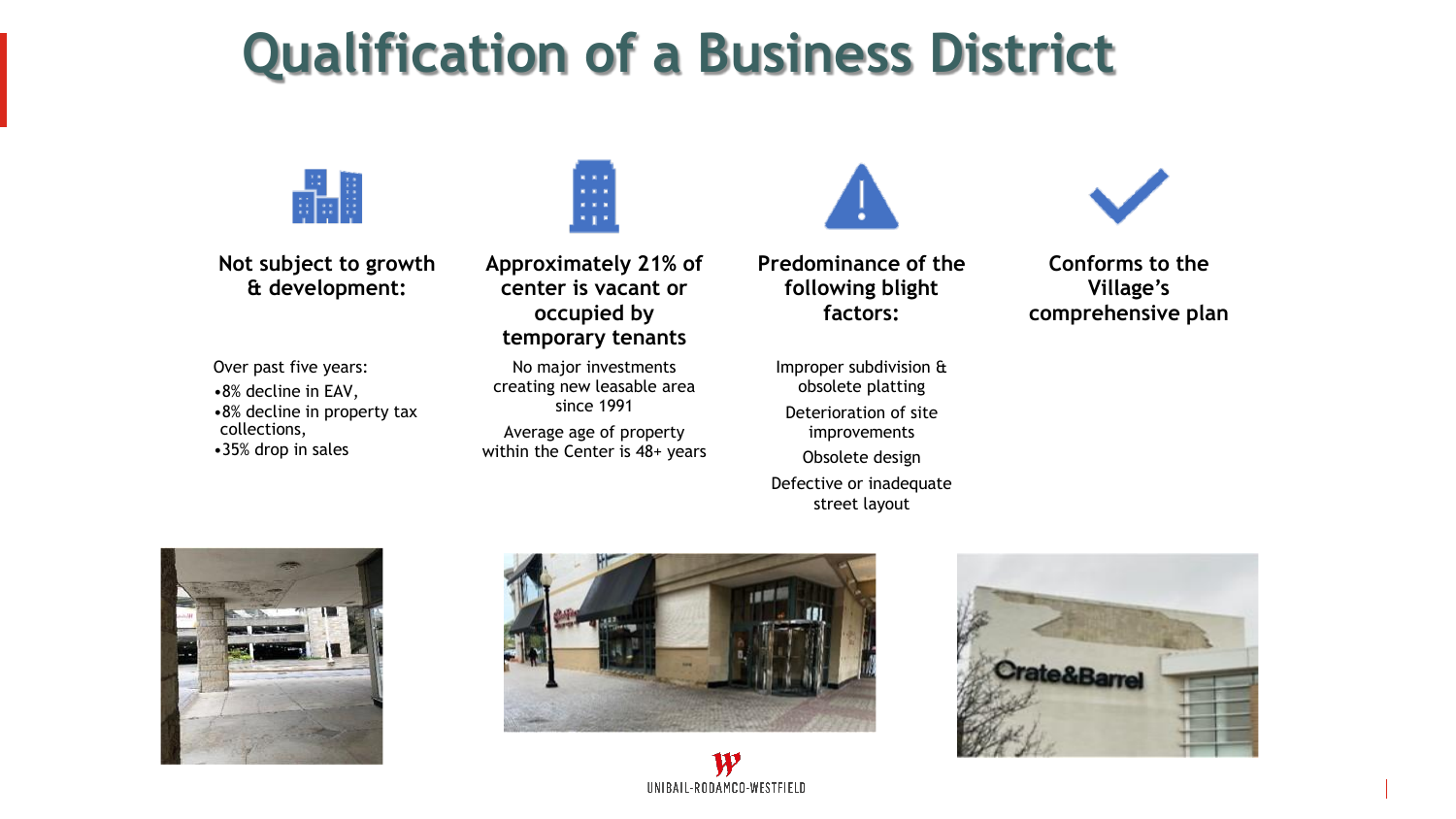# Qualification of a Business District

### Not subject to growth & development:

Over past five years:

- 8% decline in EAV,
- 8% decline in property tax collections,
- 35% drop in sales

### Approximately 21% of center is vacant or occupied by temporary tenants

No major investments creating new leasable area since 1991

Average age of property within the Center is 48+ years

### Predominance of the following blight factors:

Improper subdivision & obsolete platting

Deterioration of site improvements

Obsolete design

Defective or inadequate street layout

### Conforms to the Village's comprehensive plan

UNIBAIL-RODAMCO-WESTFIELD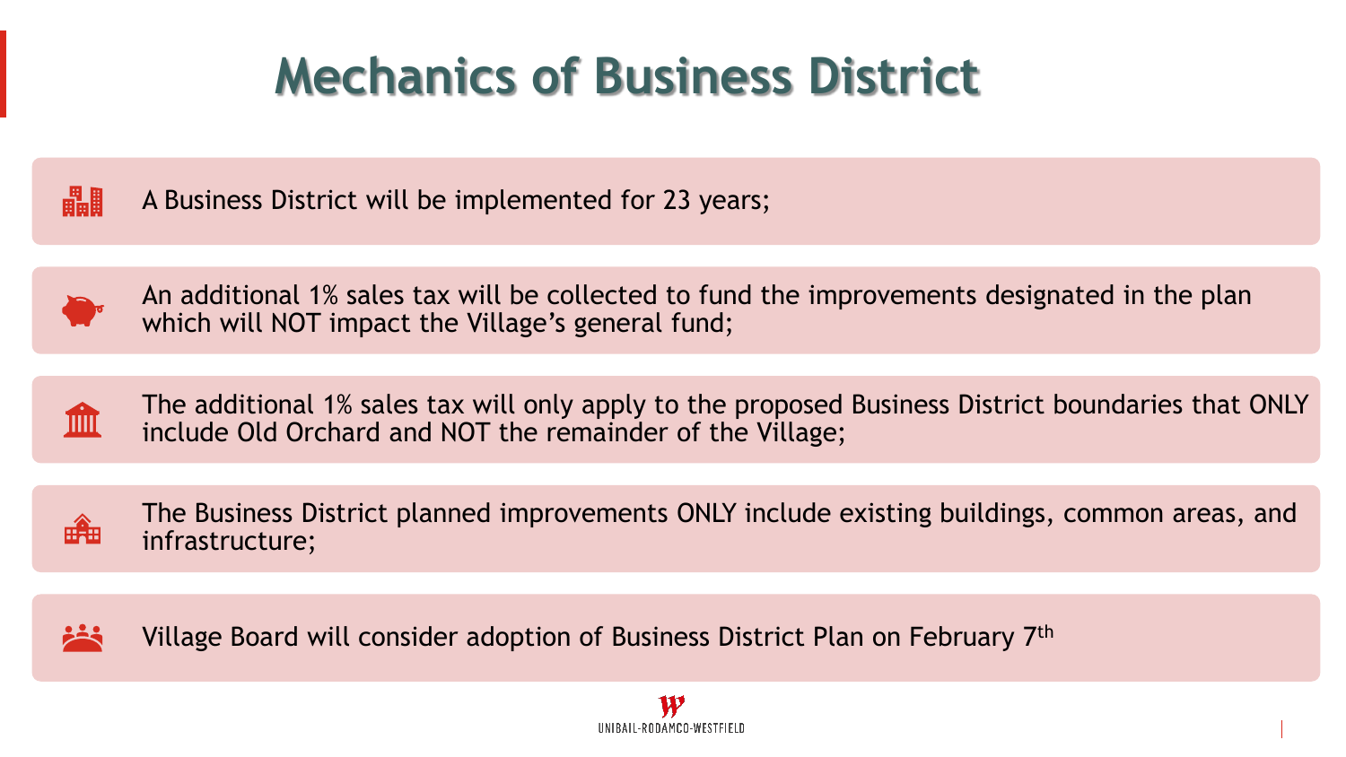# Mechanics of Business District

- A Business District will be implemented for 23 years;
- An additional 1% sales tax will be collected to fund the improvements designated in the plan which will NOT impact the Village's general fund;
- The additional 1% sales tax will only apply to the proposed Business District boundaries that ONLY include Old Orchard and NOT the remainder of the Village;
- The Business District planned improvements ONLY include existing buildings, common areas, and infrastructure;
- Village Board will consider adoption of Business District Plan on February 7th

UNIBAIL-RODAMCO-WESTFIELD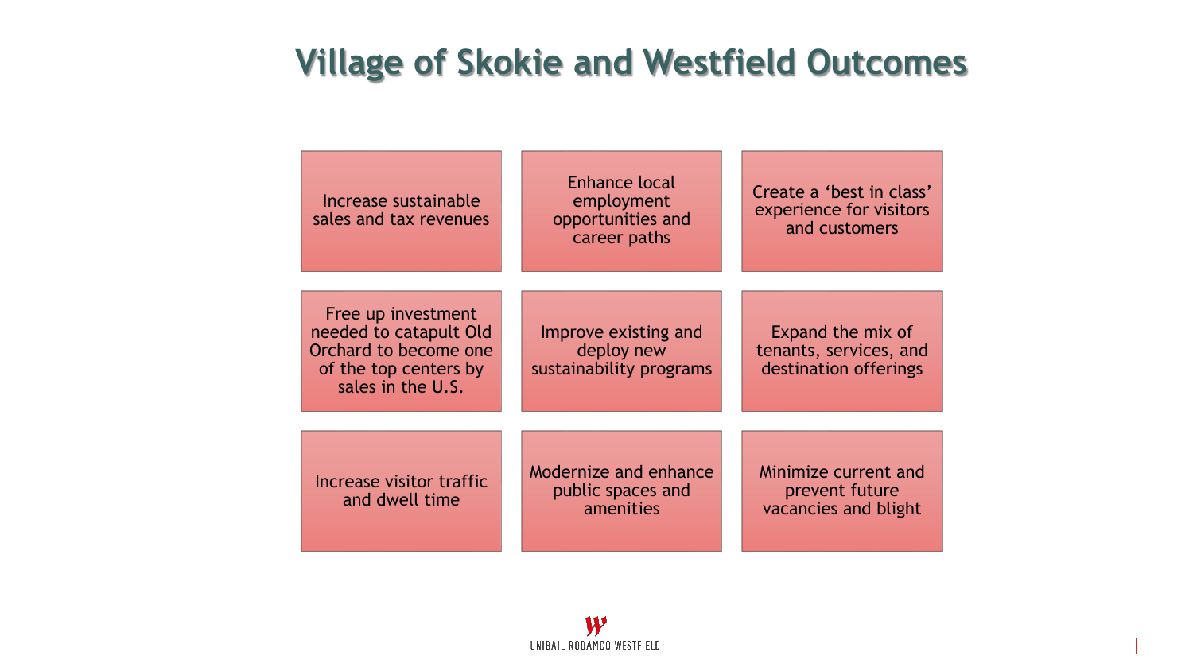# Village of Skokie and Westfield Outcomes

- Increase sustainable sales and tax revenues
- Enhance local employment opportunities and career paths
- Create a 'best in class' experience for visitors and customers
- Free up investment needed to catapult Old Orchard to become one of the top centers by sales in the U.S.
- Improve existing and deploy new sustainability programs
- Expand the mix of tenants, services, and destination offerings
- Increase visitor traffic and dwell time
- Modernize and enhance public spaces and amenities
- Minimize current and prevent future vacancies and blight

UNIBAIL-RODAMCO-WESTFIELD